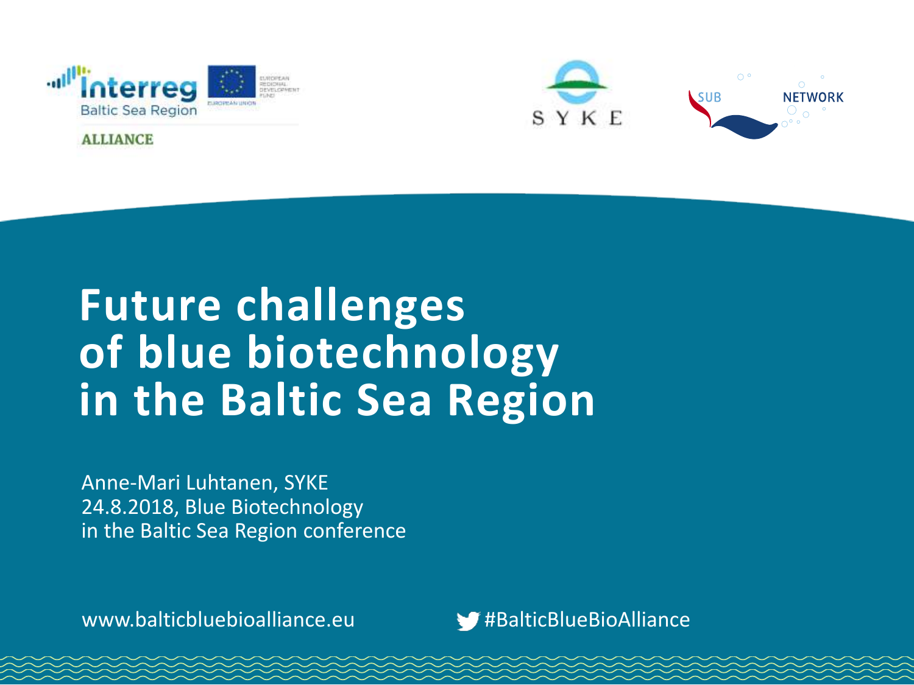Interreg Baltic Sea Region

ALLIANCE

SYKE

SUB NETWORK

# Future challenges of blue biotechnology in the Baltic Sea Region

Anne-Mari Luhtanen, SYKE
24.8.2018, Blue Biotechnology in the Baltic Sea Region conference

www.balticbluebioalliance.eu

#BalticBlueBioAlliance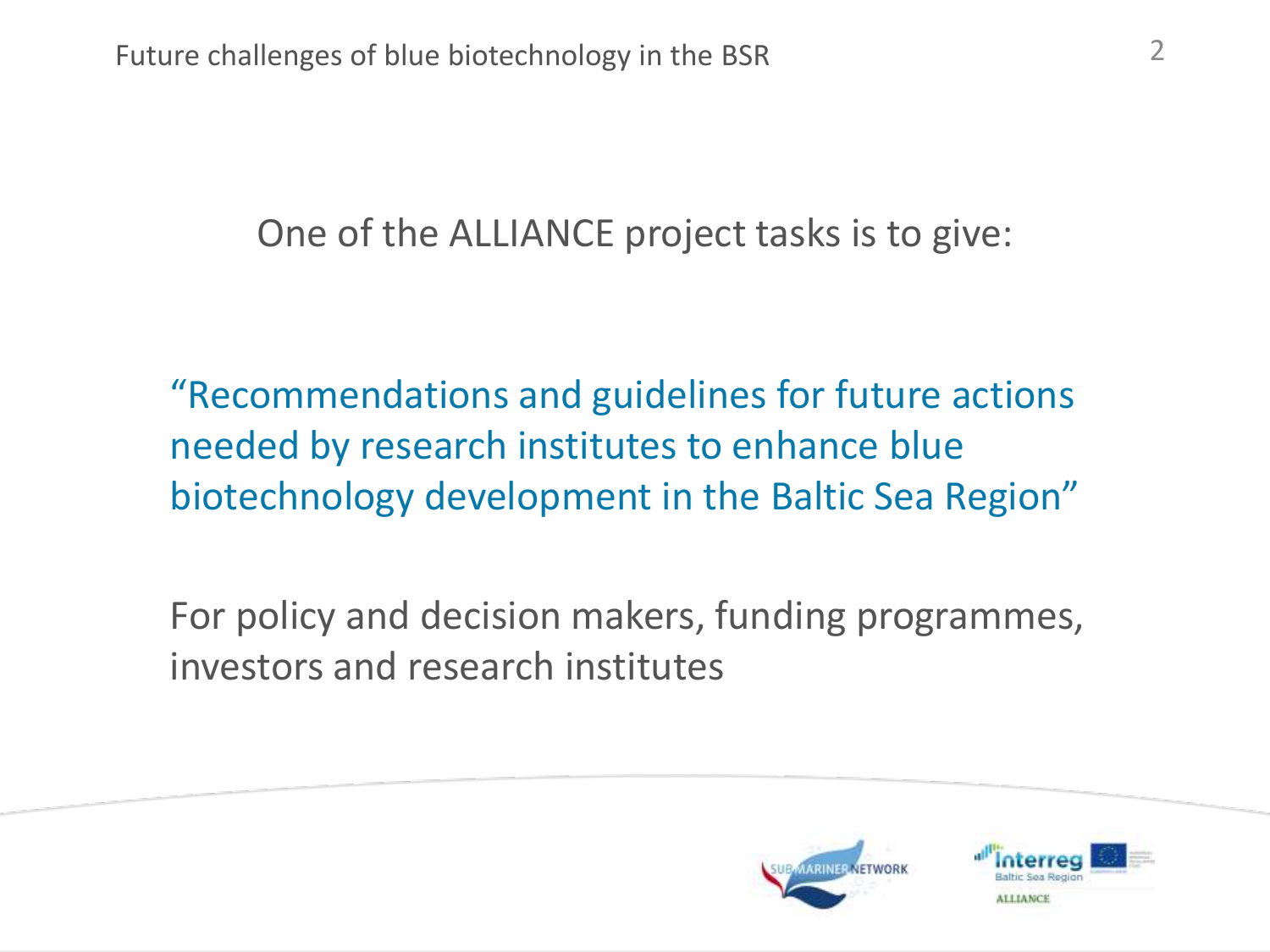One of the ALLIANCE project tasks is to give:

"Recommendations and guidelines for future actions needed by research institutes to enhance blue biotechnology development in the Baltic Sea Region"

For policy and decision makers, funding programmes, investors and research institutes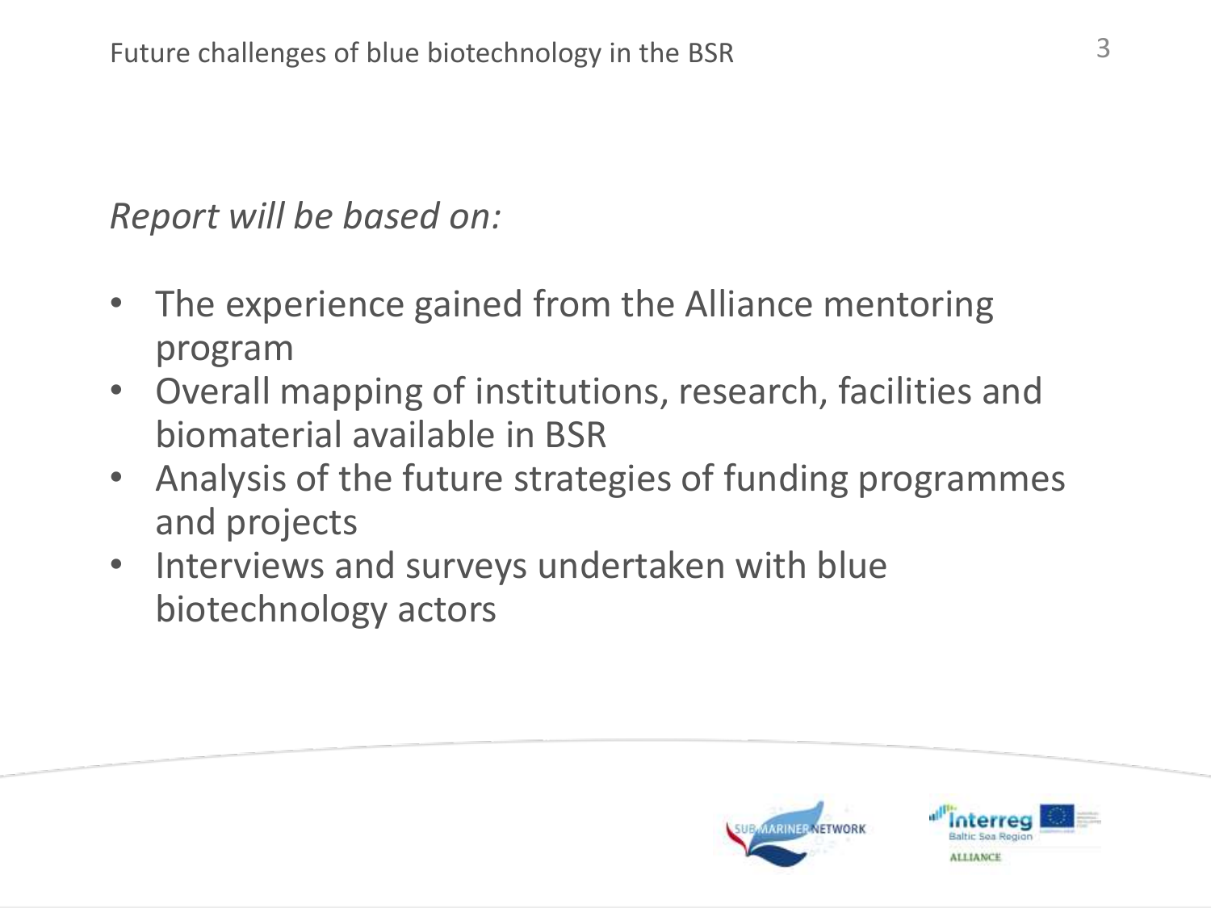*Report will be based on:*

- The experience gained from the Alliance mentoring program
- Overall mapping of institutions, research, facilities and biomaterial available in BSR
- Analysis of the future strategies of funding programmes and projects
- Interviews and surveys undertaken with blue biotechnology actors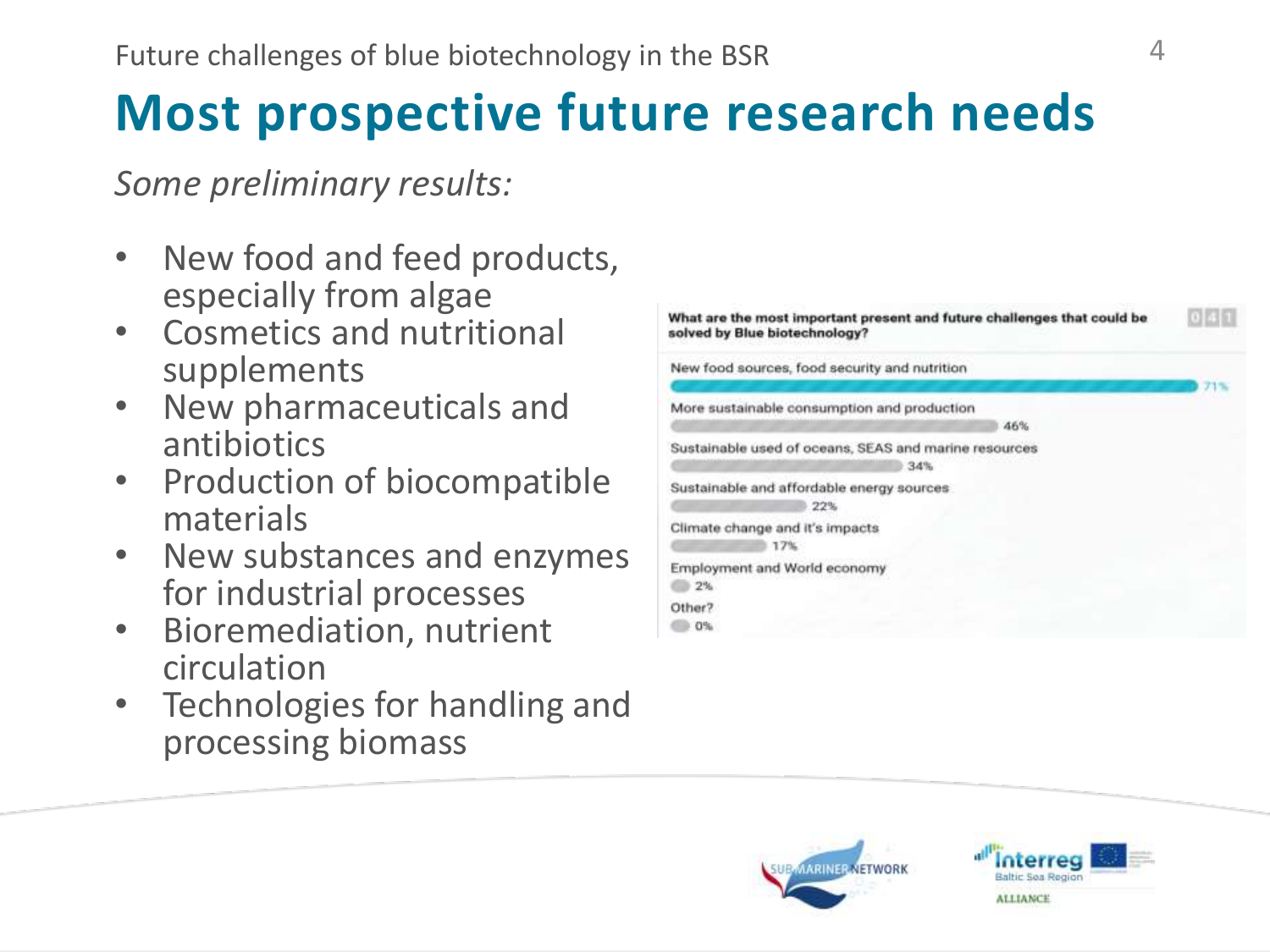# Most prospective future research needs

*Some preliminary results:*

- New food and feed products, especially from algae
- Cosmetics and nutritional supplements
- New pharmaceuticals and antibiotics
- Production of biocompatible materials
- New substances and enzymes for industrial processes
- Bioremediation, nutrient circulation
- Technologies for handling and processing biomass

**What are the most important present and future challenges that could be solved by Blue biotechnology?**

| Challenge | Share |
| --- | --- |
| New food sources, food security and nutrition | 71% |
| More sustainable consumption and production | 46% |
| Sustainable used of oceans, SEAS and marine resources | 34% |
| Sustainable and affordable energy sources | 22% |
| Climate change and it's impacts | 17% |
| Employment and World economy | 2% |
| Other? | 0% |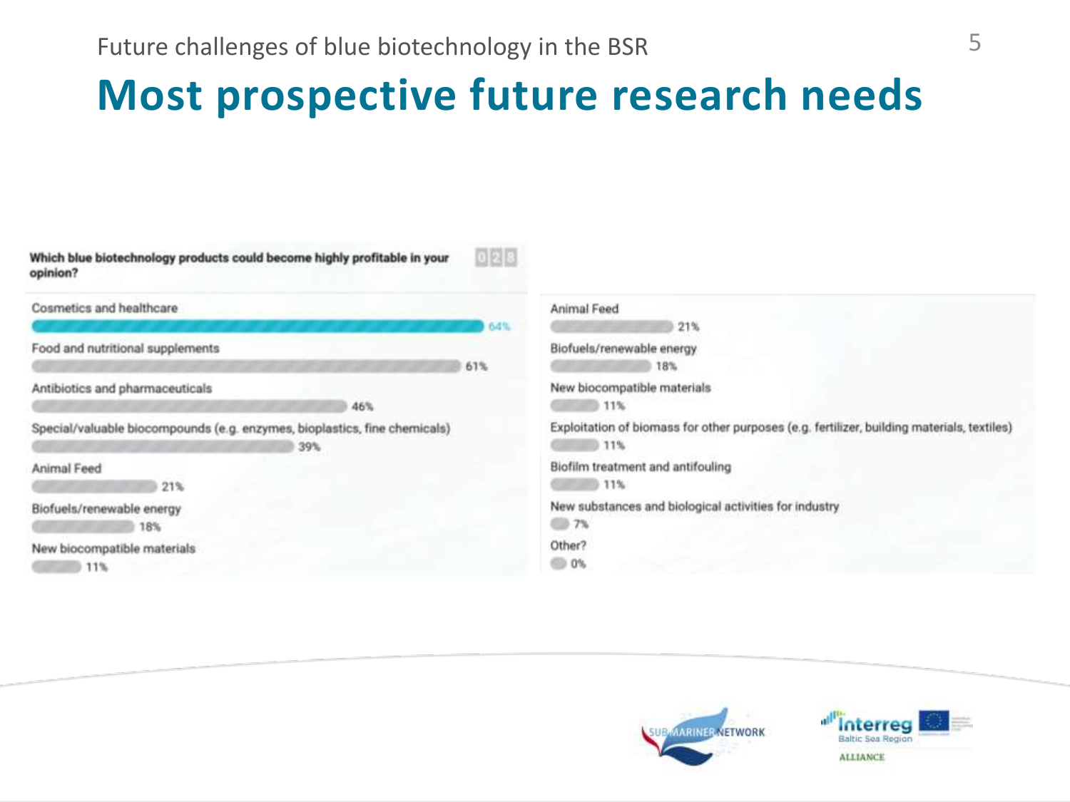Future challenges of blue biotechnology in the BSR

# Most prospective future research needs

**Which blue biotechnology products could become highly profitable in your opinion?**

| Product | Share |
|---|---|
| Cosmetics and healthcare | 64% |
| Food and nutritional supplements | 61% |
| Antibiotics and pharmaceuticals | 46% |
| Special/valuable biocompounds (e.g. enzymes, bioplastics, fine chemicals) | 39% |
| Animal Feed | 21% |
| Biofuels/renewable energy | 18% |
| New biocompatible materials | 11% |
| Exploitation of biomass for other purposes (e.g. fertilizer, building materials, textiles) | 11% |
| Biofilm treatment and antifouling | 11% |
| New substances and biological activities for industry | 7% |
| Other? | 0% |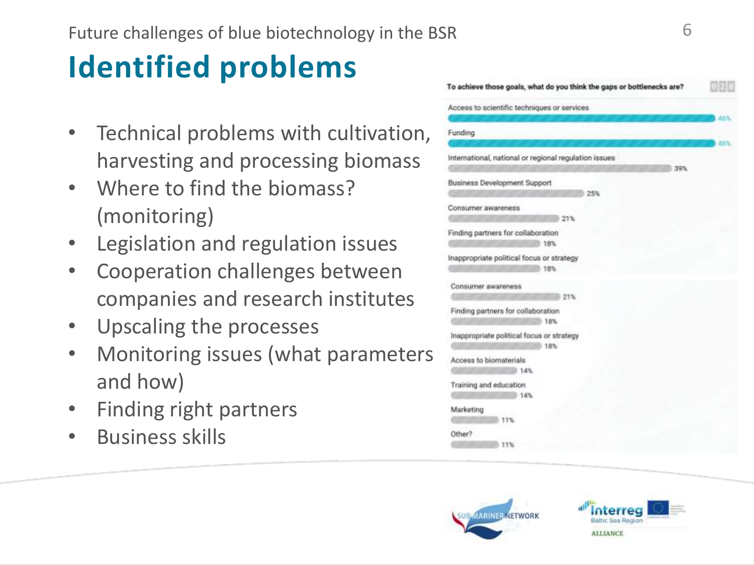Future challenges of blue biotechnology in the BSR

# Identified problems

- Technical problems with cultivation, harvesting and processing biomass
- Where to find the biomass? (monitoring)
- Legislation and regulation issues
- Cooperation challenges between companies and research institutes
- Upscaling the processes
- Monitoring issues (what parameters and how)
- Finding right partners
- Business skills

To achieve those goals, what do you think the gaps or bottlenecks are?

| Gap or bottleneck | % |
|---|---|
| Access to scientific techniques or services | 46% |
| Funding | 46% |
| International, national or regional regulation issues | 39% |
| Business Development Support | 25% |
| Consumer awareness | 21% |
| Finding partners for collaboration | 18% |
| Inappropriate political focus or strategy | 18% |
| Access to biomaterials | 14% |
| Training and education | 14% |
| Marketing | 11% |
| Other? | 11% |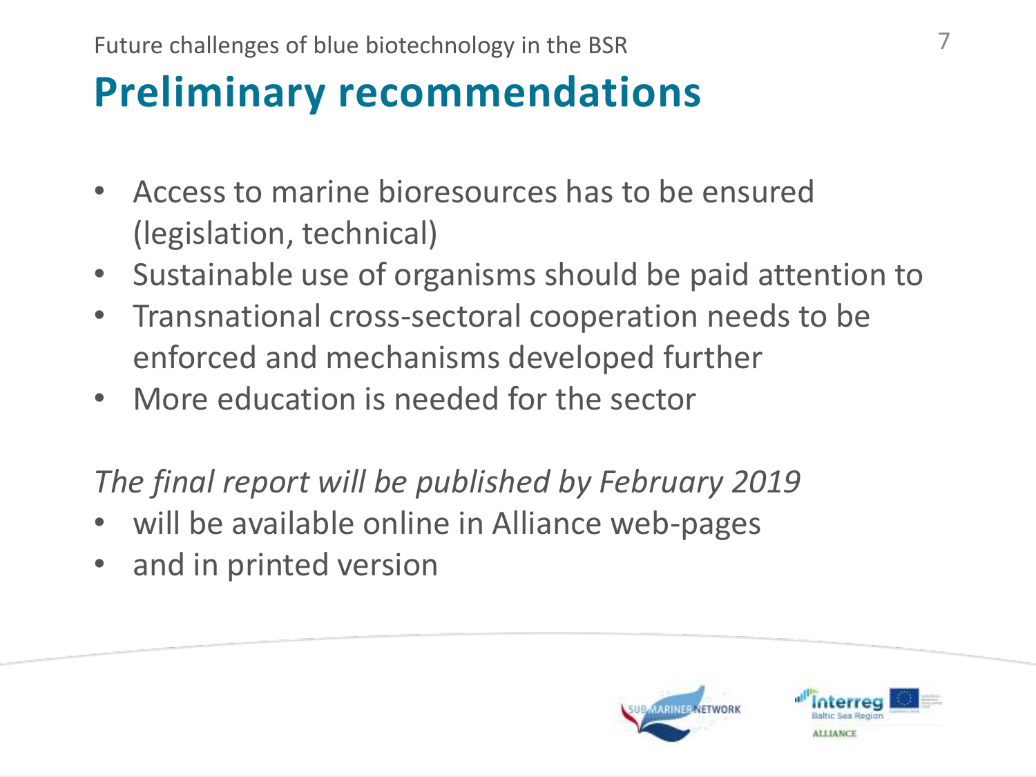Future challenges of blue biotechnology in the BSR

# Preliminary recommendations

- Access to marine bioresources has to be ensured (legislation, technical)
- Sustainable use of organisms should be paid attention to
- Transnational cross-sectoral cooperation needs to be enforced and mechanisms developed further
- More education is needed for the sector

*The final report will be published by February 2019*

- will be available online in Alliance web-pages
- and in printed version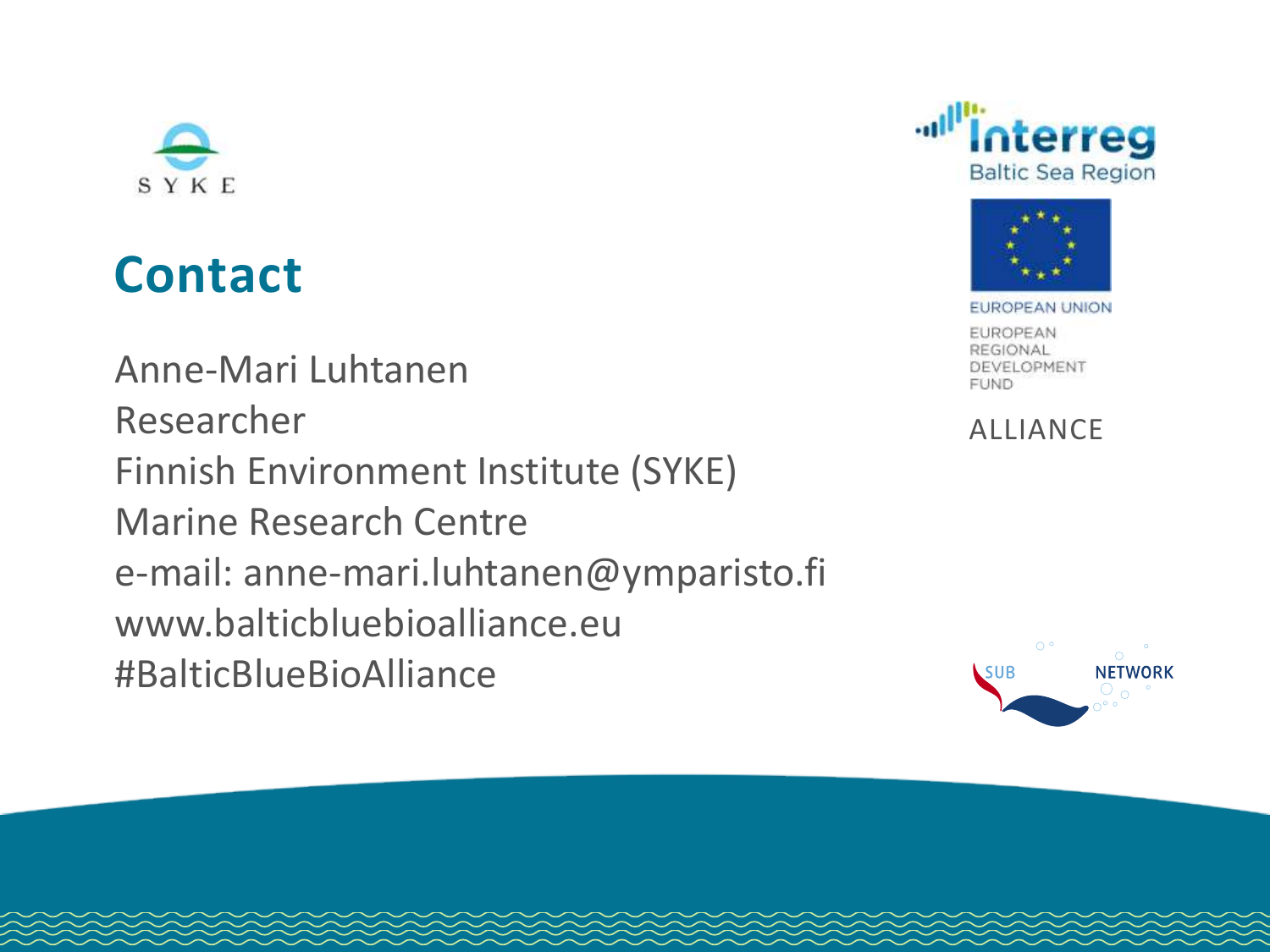SYKE

# Contact

Anne-Mari Luhtanen
Researcher
Finnish Environment Institute (SYKE)
Marine Research Centre
e-mail: anne-mari.luhtanen@ymparisto.fi
www.balticbluebioalliance.eu
#BalticBlueBioAlliance

Interreg
Baltic Sea Region

EUROPEAN UNION
EUROPEAN REGIONAL DEVELOPMENT FUND

ALLIANCE

SUB NETWORK